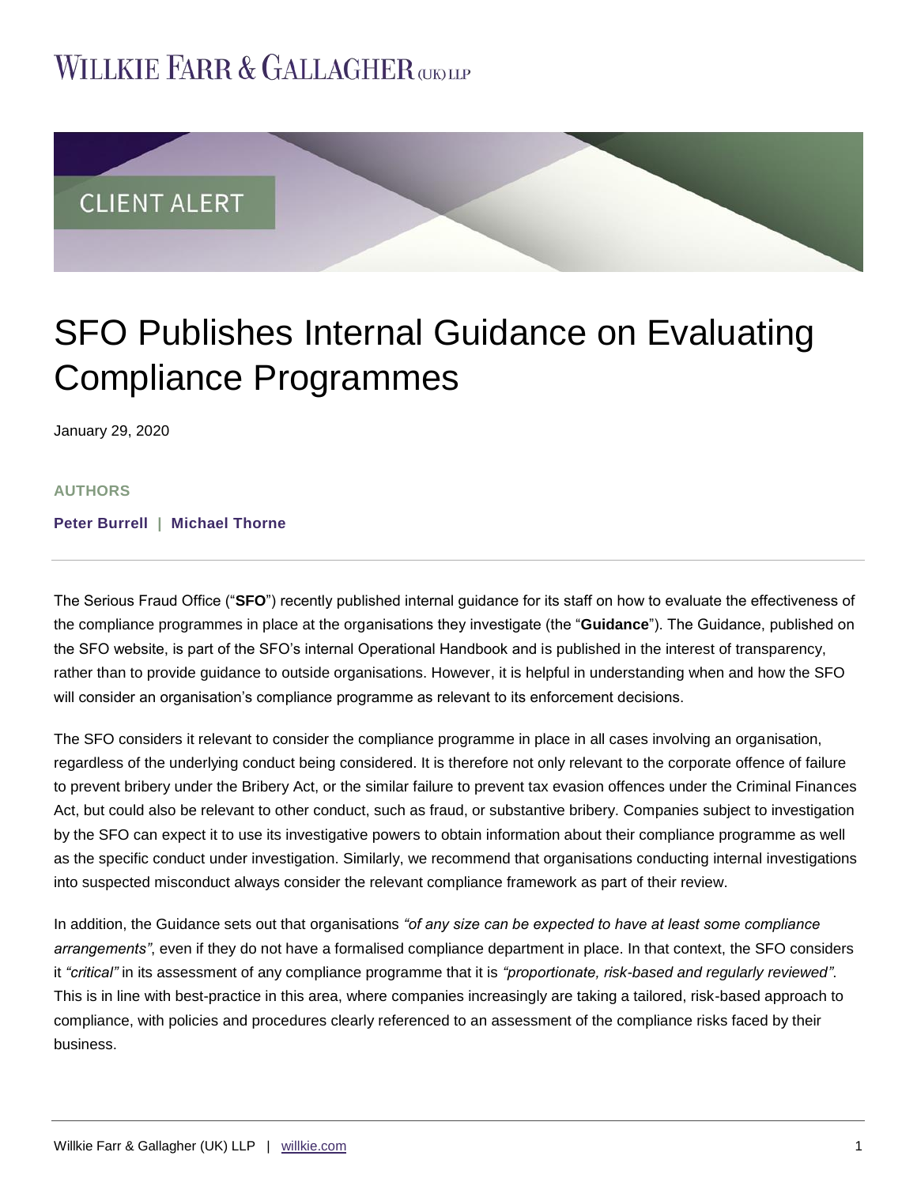# WILLKIE FARR & GALLAGHER (UK) LLP

CLIENT ALERT

# SFO Publishes Internal Guidance on Evaluating Compliance Programmes

January 29, 2020

**AUTHORS**

**Peter Burrell | Michael Thorne**

---

The Serious Fraud Office ("**SFO**") recently published internal guidance for its staff on how to evaluate the effectiveness of the compliance programmes in place at the organisations they investigate (the "**Guidance**"). The Guidance, published on the SFO website, is part of the SFO's internal Operational Handbook and is published in the interest of transparency, rather than to provide guidance to outside organisations. However, it is helpful in understanding when and how the SFO will consider an organisation's compliance programme as relevant to its enforcement decisions.

The SFO considers it relevant to consider the compliance programme in place in all cases involving an organisation, regardless of the underlying conduct being considered. It is therefore not only relevant to the corporate offence of failure to prevent bribery under the Bribery Act, or the similar failure to prevent tax evasion offences under the Criminal Finances Act, but could also be relevant to other conduct, such as fraud, or substantive bribery. Companies subject to investigation by the SFO can expect it to use its investigative powers to obtain information about their compliance programme as well as the specific conduct under investigation. Similarly, we recommend that organisations conducting internal investigations into suspected misconduct always consider the relevant compliance framework as part of their review.

In addition, the Guidance sets out that organisations *"of any size can be expected to have at least some compliance arrangements"*, even if they do not have a formalised compliance department in place. In that context, the SFO considers it *"critical"* in its assessment of any compliance programme that it is *"proportionate, risk-based and regularly reviewed"*. This is in line with best-practice in this area, where companies increasingly are taking a tailored, risk-based approach to compliance, with policies and procedures clearly referenced to an assessment of the compliance risks faced by their business.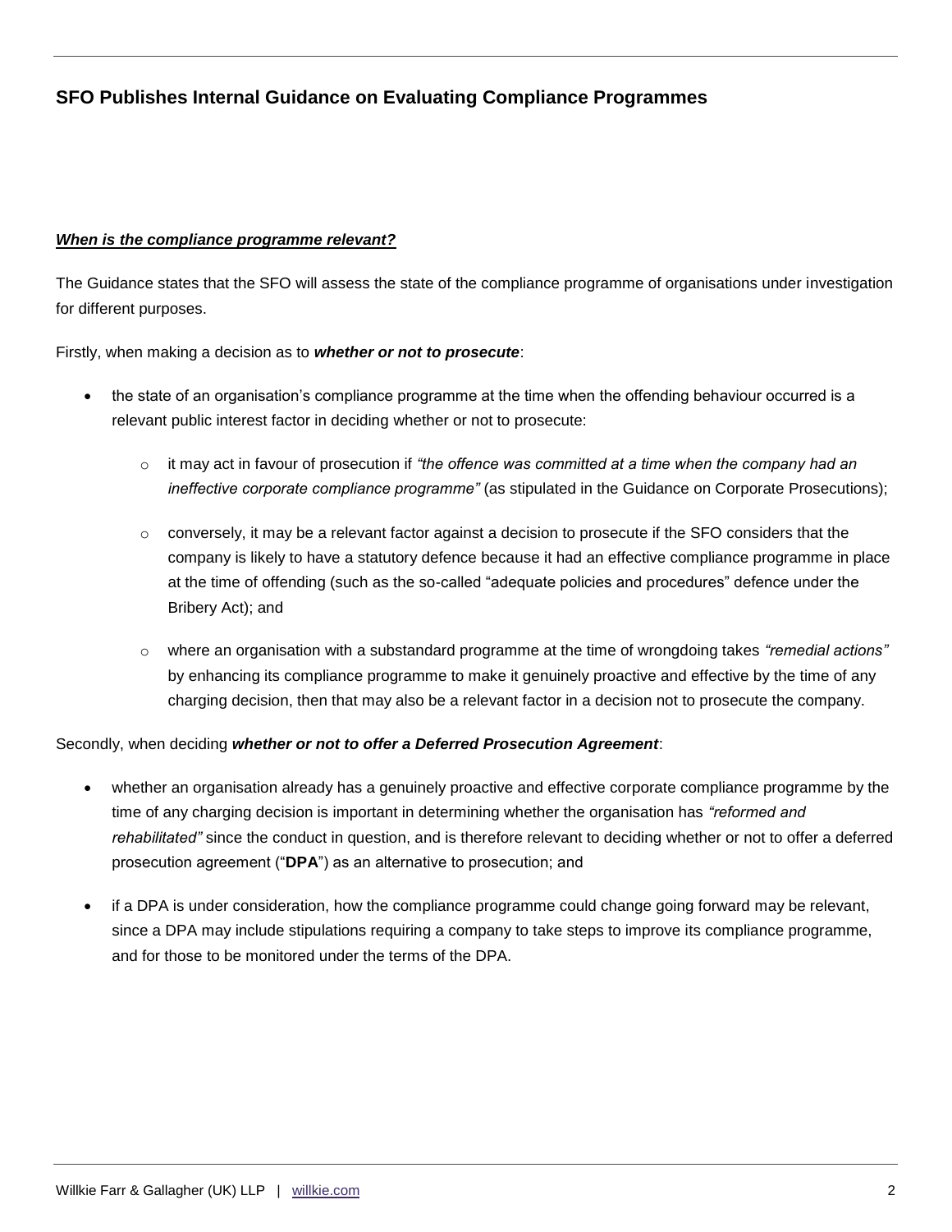## SFO Publishes Internal Guidance on Evaluating Compliance Programmes

***When is the compliance programme relevant?***

The Guidance states that the SFO will assess the state of the compliance programme of organisations under investigation for different purposes.

Firstly, when making a decision as to ***whether or not to prosecute***:

- the state of an organisation's compliance programme at the time when the offending behaviour occurred is a relevant public interest factor in deciding whether or not to prosecute:
  - it may act in favour of prosecution if *"the offence was committed at a time when the company had an ineffective corporate compliance programme"* (as stipulated in the Guidance on Corporate Prosecutions);
  - conversely, it may be a relevant factor against a decision to prosecute if the SFO considers that the company is likely to have a statutory defence because it had an effective compliance programme in place at the time of offending (such as the so-called "adequate policies and procedures" defence under the Bribery Act); and
  - where an organisation with a substandard programme at the time of wrongdoing takes *"remedial actions"* by enhancing its compliance programme to make it genuinely proactive and effective by the time of any charging decision, then that may also be a relevant factor in a decision not to prosecute the company.

Secondly, when deciding ***whether or not to offer a Deferred Prosecution Agreement***:

- whether an organisation already has a genuinely proactive and effective corporate compliance programme by the time of any charging decision is important in determining whether the organisation has *"reformed and rehabilitated"* since the conduct in question, and is therefore relevant to deciding whether or not to offer a deferred prosecution agreement ("**DPA**") as an alternative to prosecution; and
- if a DPA is under consideration, how the compliance programme could change going forward may be relevant, since a DPA may include stipulations requiring a company to take steps to improve its compliance programme, and for those to be monitored under the terms of the DPA.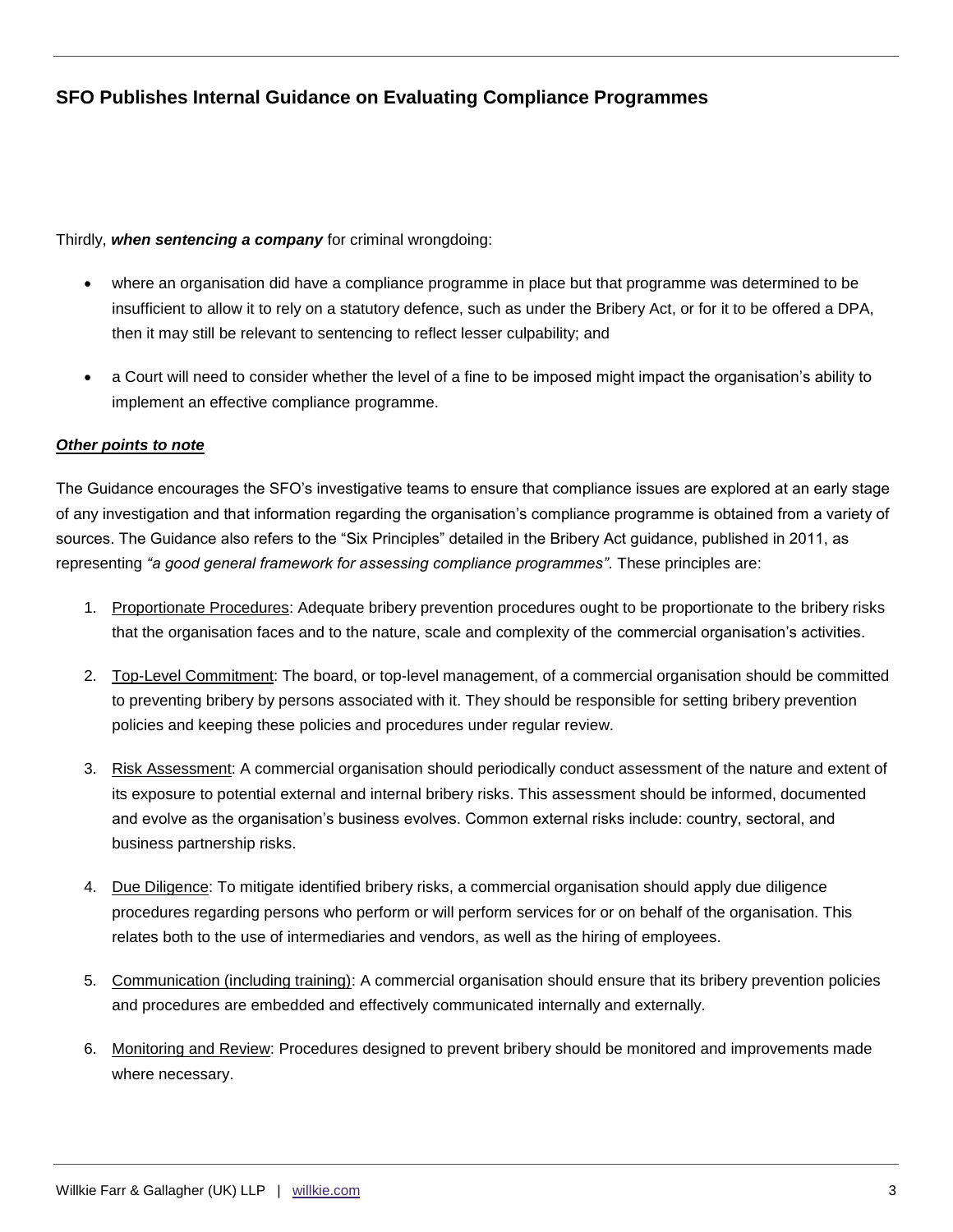Thirdly, ***when sentencing a company*** for criminal wrongdoing:

- where an organisation did have a compliance programme in place but that programme was determined to be insufficient to allow it to rely on a statutory defence, such as under the Bribery Act, or for it to be offered a DPA, then it may still be relevant to sentencing to reflect lesser culpability; and
- a Court will need to consider whether the level of a fine to be imposed might impact the organisation's ability to implement an effective compliance programme.

***Other points to note***

The Guidance encourages the SFO's investigative teams to ensure that compliance issues are explored at an early stage of any investigation and that information regarding the organisation's compliance programme is obtained from a variety of sources. The Guidance also refers to the "Six Principles" detailed in the Bribery Act guidance, published in 2011, as representing *"a good general framework for assessing compliance programmes"*. These principles are:

1. Proportionate Procedures: Adequate bribery prevention procedures ought to be proportionate to the bribery risks that the organisation faces and to the nature, scale and complexity of the commercial organisation's activities.
2. Top-Level Commitment: The board, or top-level management, of a commercial organisation should be committed to preventing bribery by persons associated with it. They should be responsible for setting bribery prevention policies and keeping these policies and procedures under regular review.
3. Risk Assessment: A commercial organisation should periodically conduct assessment of the nature and extent of its exposure to potential external and internal bribery risks. This assessment should be informed, documented and evolve as the organisation's business evolves. Common external risks include: country, sectoral, and business partnership risks.
4. Due Diligence: To mitigate identified bribery risks, a commercial organisation should apply due diligence procedures regarding persons who perform or will perform services for or on behalf of the organisation. This relates both to the use of intermediaries and vendors, as well as the hiring of employees.
5. Communication (including training): A commercial organisation should ensure that its bribery prevention policies and procedures are embedded and effectively communicated internally and externally.
6. Monitoring and Review: Procedures designed to prevent bribery should be monitored and improvements made where necessary.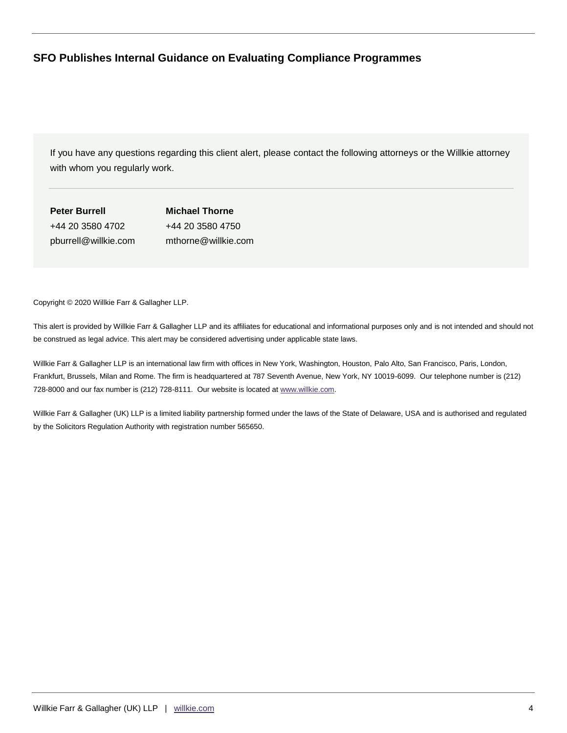If you have any questions regarding this client alert, please contact the following attorneys or the Willkie attorney with whom you regularly work.

| | |
|---|---|
| **Peter Burrell** | **Michael Thorne** |
| +44 20 3580 4702 | +44 20 3580 4750 |
| pburrell@willkie.com | mthorne@willkie.com |

Copyright © 2020 Willkie Farr & Gallagher LLP.

This alert is provided by Willkie Farr & Gallagher LLP and its affiliates for educational and informational purposes only and is not intended and should not be construed as legal advice. This alert may be considered advertising under applicable state laws.

Willkie Farr & Gallagher LLP is an international law firm with offices in New York, Washington, Houston, Palo Alto, San Francisco, Paris, London, Frankfurt, Brussels, Milan and Rome. The firm is headquartered at 787 Seventh Avenue, New York, NY 10019-6099. Our telephone number is (212) 728-8000 and our fax number is (212) 728-8111. Our website is located at [www.willkie.com](http://www.willkie.com).

Willkie Farr & Gallagher (UK) LLP is a limited liability partnership formed under the laws of the State of Delaware, USA and is authorised and regulated by the Solicitors Regulation Authority with registration number 565650.